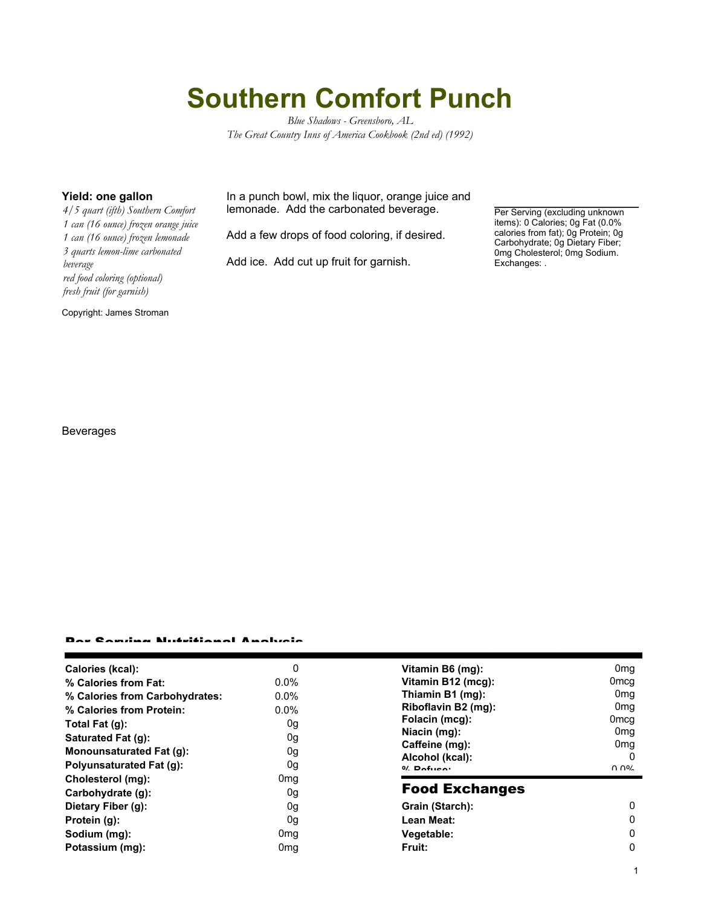# Southern Comfort Punch

*Blue Shadows - Greensboro, AL*
*The Great Country Inns of America Cookbook (2nd ed) (1992)*

**Yield: one gallon**

*4/5 quart (ifth) Southern Comfort*
*1 can (16 ounce) frozen orange juice*
*1 can (16 ounce) frozen lemonade*
*3 quarts lemon-lime carbonated beverage*
*red food coloring (optional)*
*fresh fruit (for garnish)*

Copyright: James Stroman

In a punch bowl, mix the liquor, orange juice and lemonade. Add the carbonated beverage.

Add a few drops of food coloring, if desired.

Add ice. Add cut up fruit for garnish.

Per Serving (excluding unknown items): 0 Calories; 0g Fat (0.0% calories from fat); 0g Protein; 0g Carbohydrate; 0g Dietary Fiber; 0mg Cholesterol; 0mg Sodium. Exchanges: .

Beverages

## Per Serving Nutritional Analysis

| | | | |
|---|---|---|---|
| **Calories (kcal):** | 0 | **Vitamin B6 (mg):** | 0mg |
| **% Calories from Fat:** | 0.0% | **Vitamin B12 (mcg):** | 0mcg |
| **% Calories from Carbohydrates:** | 0.0% | **Thiamin B1 (mg):** | 0mg |
| **% Calories from Protein:** | 0.0% | **Riboflavin B2 (mg):** | 0mg |
| **Total Fat (g):** | 0g | **Folacin (mcg):** | 0mcg |
| **Saturated Fat (g):** | 0g | **Niacin (mg):** | 0mg |
| **Monounsaturated Fat (g):** | 0g | **Caffeine (mg):** | 0mg |
| **Polyunsaturated Fat (g):** | 0g | **Alcohol (kcal):** | 0 |
| **Cholesterol (mg):** | 0mg | **% Refuse:** | 0.0% |
| **Carbohydrate (g):** | 0g | | |
| **Dietary Fiber (g):** | 0g | | |
| **Protein (g):** | 0g | | |
| **Sodium (mg):** | 0mg | | |
| **Potassium (mg):** | 0mg | | |

## Food Exchanges

| | |
|---|---|
| **Grain (Starch):** | 0 |
| **Lean Meat:** | 0 |
| **Vegetable:** | 0 |
| **Fruit:** | 0 |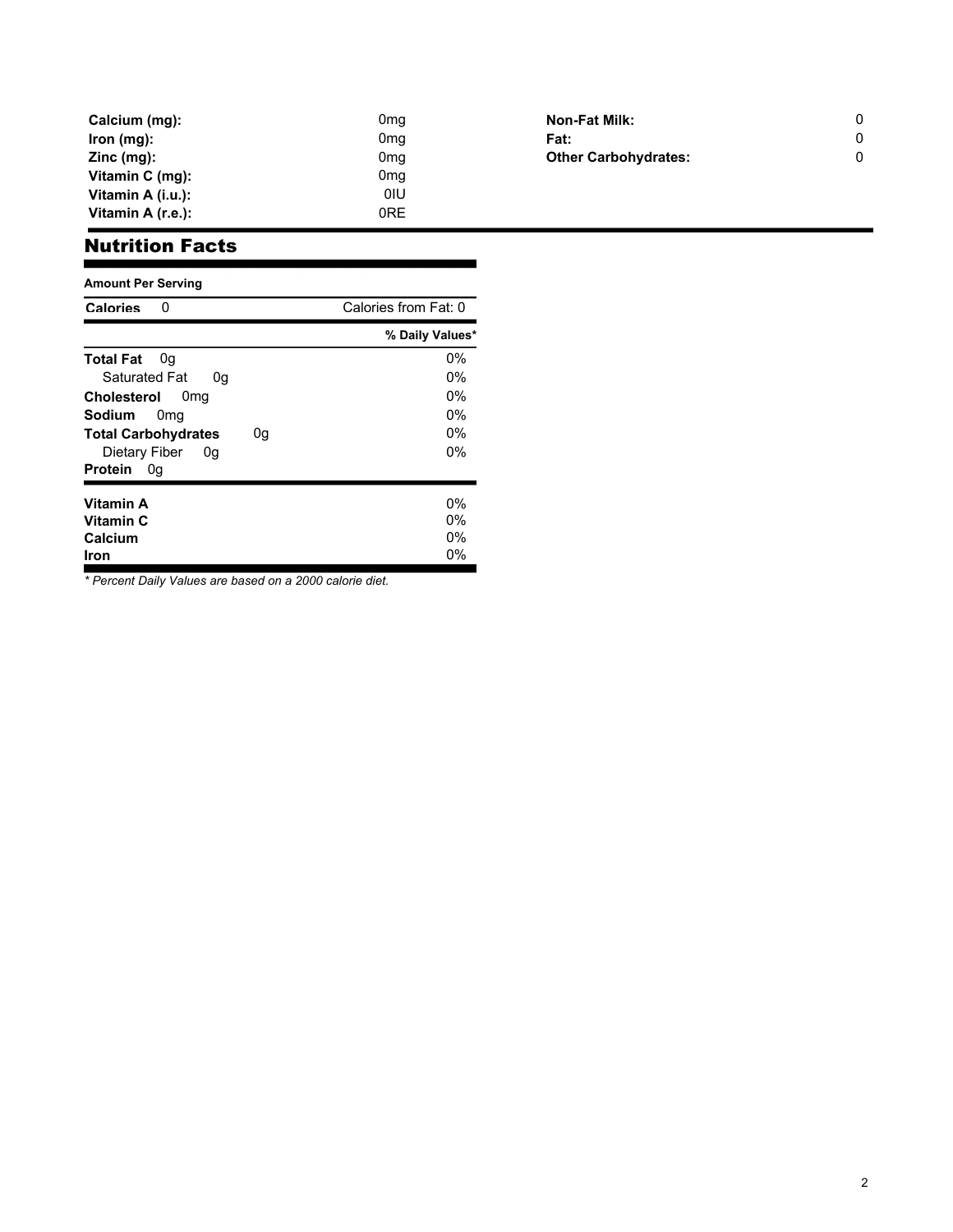| | | | |
|---|---|---|---|
| **Calcium (mg):** | 0mg | **Non-Fat Milk:** | 0 |
| **Iron (mg):** | 0mg | **Fat:** | 0 |
| **Zinc (mg):** | 0mg | **Other Carbohydrates:** | 0 |
| **Vitamin C (mg):** | 0mg | | |
| **Vitamin A (i.u.):** | 0IU | | |
| **Vitamin A (r.e.):** | 0RE | | |

## Nutrition Facts

**Amount Per Serving**

| | |
|---|---|
| **Calories** 0 | Calories from Fat: 0 |
| | **% Daily Values*** |
| **Total Fat** 0g | 0% |
| Saturated Fat 0g | 0% |
| **Cholesterol** 0mg | 0% |
| **Sodium** 0mg | 0% |
| **Total Carbohydrates** 0g | 0% |
| Dietary Fiber 0g | 0% |
| **Protein** 0g | |
| **Vitamin A** | 0% |
| **Vitamin C** | 0% |
| **Calcium** | 0% |
| **Iron** | 0% |

*\* Percent Daily Values are based on a 2000 calorie diet.*